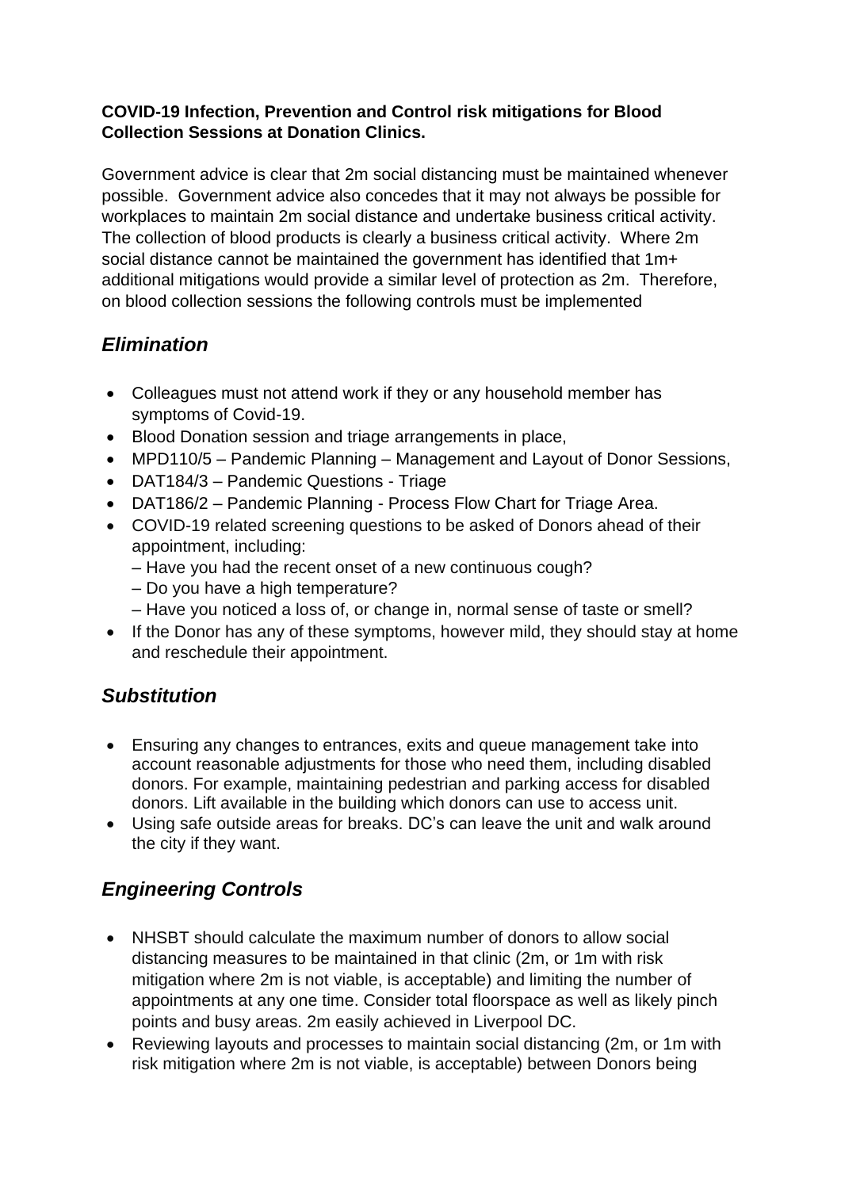**COVID-19 Infection, Prevention and Control risk mitigations for Blood Collection Sessions at Donation Clinics.**

Government advice is clear that 2m social distancing must be maintained whenever possible. Government advice also concedes that it may not always be possible for workplaces to maintain 2m social distance and undertake business critical activity. The collection of blood products is clearly a business critical activity. Where 2m social distance cannot be maintained the government has identified that 1m+ additional mitigations would provide a similar level of protection as 2m. Therefore, on blood collection sessions the following controls must be implemented

## *Elimination*

- Colleagues must not attend work if they or any household member has symptoms of Covid-19.
- Blood Donation session and triage arrangements in place,
- MPD110/5 – Pandemic Planning – Management and Layout of Donor Sessions,
- DAT184/3 – Pandemic Questions - Triage
- DAT186/2 – Pandemic Planning - Process Flow Chart for Triage Area.
- COVID-19 related screening questions to be asked of Donors ahead of their appointment, including:
  – Have you had the recent onset of a new continuous cough?
  – Do you have a high temperature?
  – Have you noticed a loss of, or change in, normal sense of taste or smell?
- If the Donor has any of these symptoms, however mild, they should stay at home and reschedule their appointment.

## *Substitution*

- Ensuring any changes to entrances, exits and queue management take into account reasonable adjustments for those who need them, including disabled donors. For example, maintaining pedestrian and parking access for disabled donors. Lift available in the building which donors can use to access unit.
- Using safe outside areas for breaks. DC's can leave the unit and walk around the city if they want.

## *Engineering Controls*

- NHSBT should calculate the maximum number of donors to allow social distancing measures to be maintained in that clinic (2m, or 1m with risk mitigation where 2m is not viable, is acceptable) and limiting the number of appointments at any one time. Consider total floorspace as well as likely pinch points and busy areas. 2m easily achieved in Liverpool DC.
- Reviewing layouts and processes to maintain social distancing (2m, or 1m with risk mitigation where 2m is not viable, is acceptable) between Donors being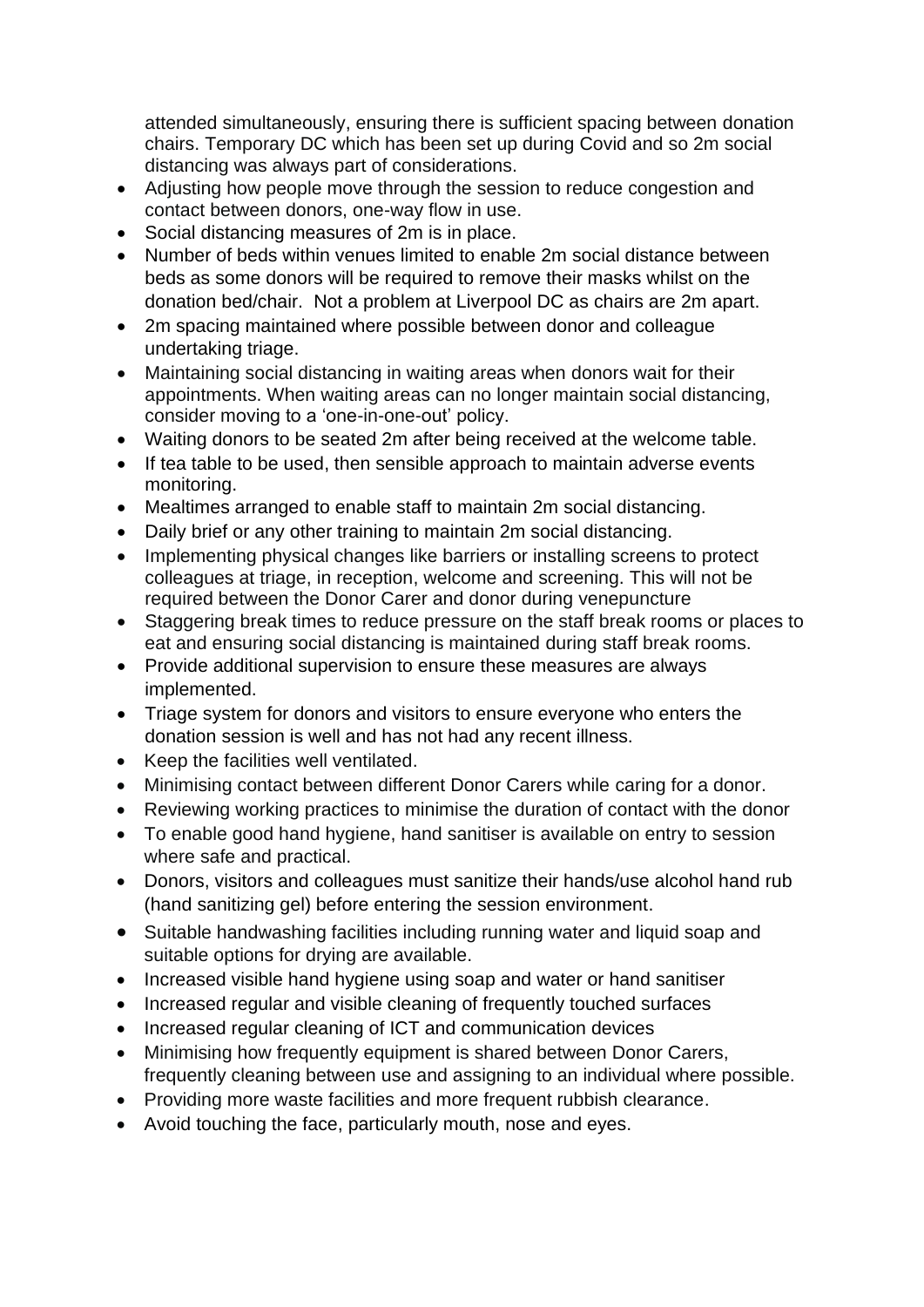attended simultaneously, ensuring there is sufficient spacing between donation chairs. Temporary DC which has been set up during Covid and so 2m social distancing was always part of considerations.

- Adjusting how people move through the session to reduce congestion and contact between donors, one-way flow in use.
- Social distancing measures of 2m is in place.
- Number of beds within venues limited to enable 2m social distance between beds as some donors will be required to remove their masks whilst on the donation bed/chair. Not a problem at Liverpool DC as chairs are 2m apart.
- 2m spacing maintained where possible between donor and colleague undertaking triage.
- Maintaining social distancing in waiting areas when donors wait for their appointments. When waiting areas can no longer maintain social distancing, consider moving to a 'one-in-one-out' policy.
- Waiting donors to be seated 2m after being received at the welcome table.
- If tea table to be used, then sensible approach to maintain adverse events monitoring.
- Mealtimes arranged to enable staff to maintain 2m social distancing.
- Daily brief or any other training to maintain 2m social distancing.
- Implementing physical changes like barriers or installing screens to protect colleagues at triage, in reception, welcome and screening. This will not be required between the Donor Carer and donor during venepuncture
- Staggering break times to reduce pressure on the staff break rooms or places to eat and ensuring social distancing is maintained during staff break rooms.
- Provide additional supervision to ensure these measures are always implemented.
- Triage system for donors and visitors to ensure everyone who enters the donation session is well and has not had any recent illness.
- Keep the facilities well ventilated.
- Minimising contact between different Donor Carers while caring for a donor.
- Reviewing working practices to minimise the duration of contact with the donor
- To enable good hand hygiene, hand sanitiser is available on entry to session where safe and practical.
- Donors, visitors and colleagues must sanitize their hands/use alcohol hand rub (hand sanitizing gel) before entering the session environment.
- Suitable handwashing facilities including running water and liquid soap and suitable options for drying are available.
- Increased visible hand hygiene using soap and water or hand sanitiser
- Increased regular and visible cleaning of frequently touched surfaces
- Increased regular cleaning of ICT and communication devices
- Minimising how frequently equipment is shared between Donor Carers, frequently cleaning between use and assigning to an individual where possible.
- Providing more waste facilities and more frequent rubbish clearance.
- Avoid touching the face, particularly mouth, nose and eyes.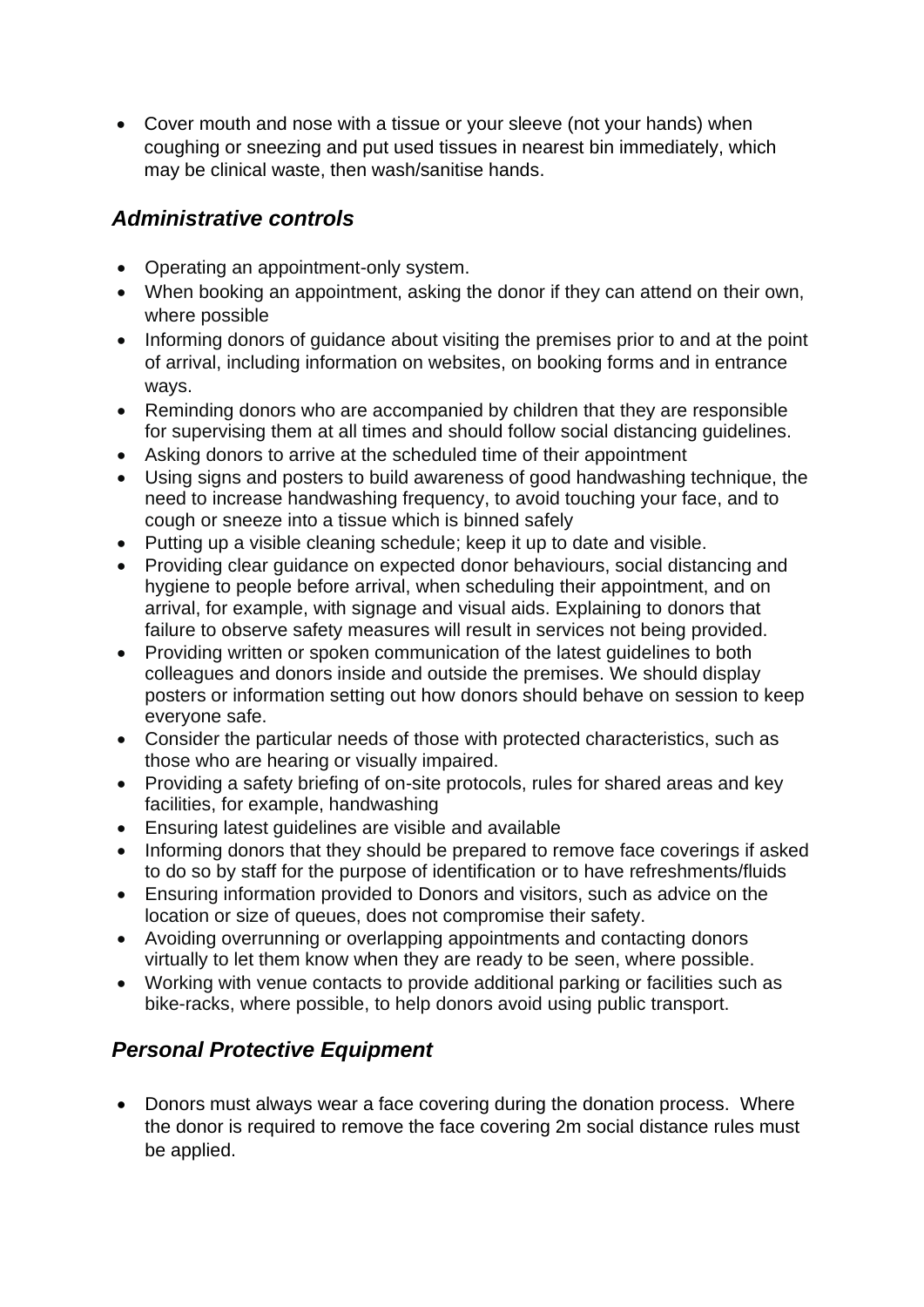- Cover mouth and nose with a tissue or your sleeve (not your hands) when coughing or sneezing and put used tissues in nearest bin immediately, which may be clinical waste, then wash/sanitise hands.

## *Administrative controls*

- Operating an appointment-only system.
- When booking an appointment, asking the donor if they can attend on their own, where possible
- Informing donors of guidance about visiting the premises prior to and at the point of arrival, including information on websites, on booking forms and in entrance ways.
- Reminding donors who are accompanied by children that they are responsible for supervising them at all times and should follow social distancing guidelines.
- Asking donors to arrive at the scheduled time of their appointment
- Using signs and posters to build awareness of good handwashing technique, the need to increase handwashing frequency, to avoid touching your face, and to cough or sneeze into a tissue which is binned safely
- Putting up a visible cleaning schedule; keep it up to date and visible.
- Providing clear guidance on expected donor behaviours, social distancing and hygiene to people before arrival, when scheduling their appointment, and on arrival, for example, with signage and visual aids. Explaining to donors that failure to observe safety measures will result in services not being provided.
- Providing written or spoken communication of the latest guidelines to both colleagues and donors inside and outside the premises. We should display posters or information setting out how donors should behave on session to keep everyone safe.
- Consider the particular needs of those with protected characteristics, such as those who are hearing or visually impaired.
- Providing a safety briefing of on-site protocols, rules for shared areas and key facilities, for example, handwashing
- Ensuring latest guidelines are visible and available
- Informing donors that they should be prepared to remove face coverings if asked to do so by staff for the purpose of identification or to have refreshments/fluids
- Ensuring information provided to Donors and visitors, such as advice on the location or size of queues, does not compromise their safety.
- Avoiding overrunning or overlapping appointments and contacting donors virtually to let them know when they are ready to be seen, where possible.
- Working with venue contacts to provide additional parking or facilities such as bike-racks, where possible, to help donors avoid using public transport.

## *Personal Protective Equipment*

- Donors must always wear a face covering during the donation process. Where the donor is required to remove the face covering 2m social distance rules must be applied.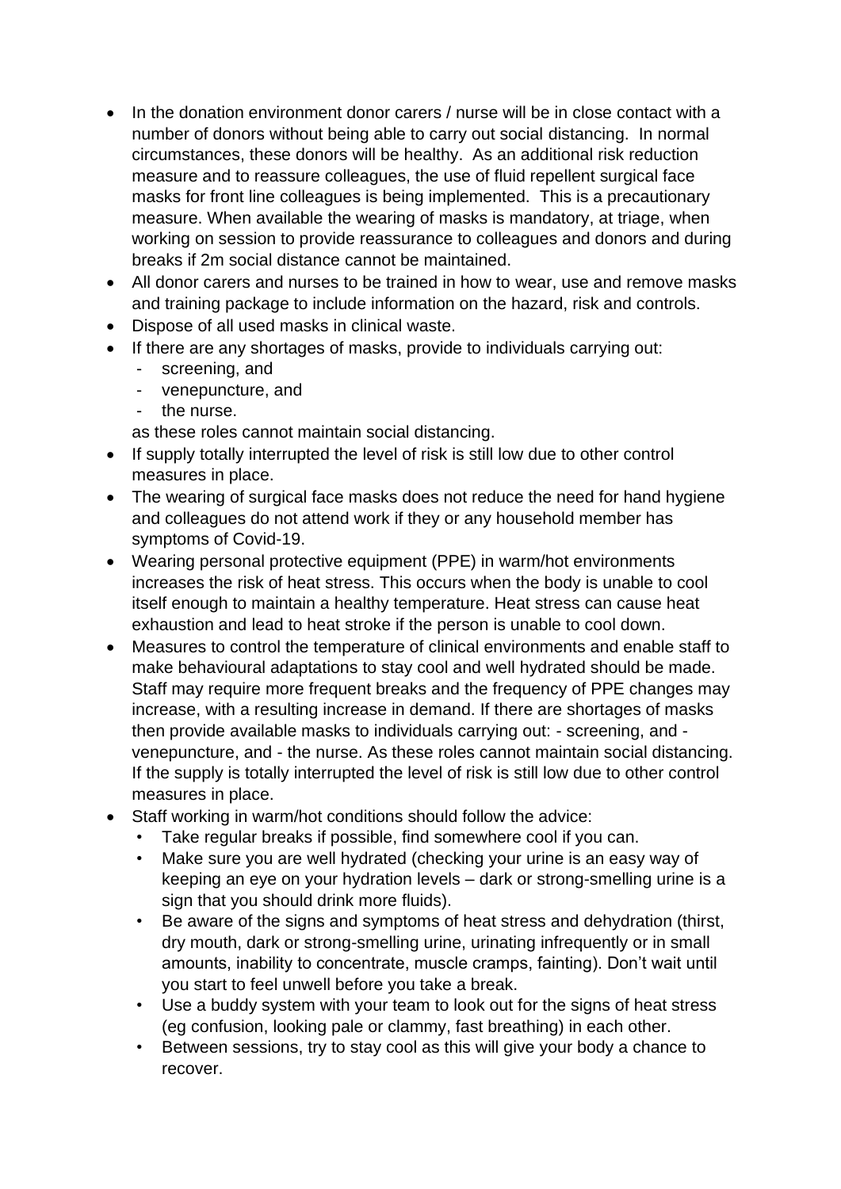- In the donation environment donor carers / nurse will be in close contact with a number of donors without being able to carry out social distancing. In normal circumstances, these donors will be healthy. As an additional risk reduction measure and to reassure colleagues, the use of fluid repellent surgical face masks for front line colleagues is being implemented. This is a precautionary measure. When available the wearing of masks is mandatory, at triage, when working on session to provide reassurance to colleagues and donors and during breaks if 2m social distance cannot be maintained.
- All donor carers and nurses to be trained in how to wear, use and remove masks and training package to include information on the hazard, risk and controls.
- Dispose of all used masks in clinical waste.
- If there are any shortages of masks, provide to individuals carrying out:
  - screening, and
  - venepuncture, and
  - the nurse.

  as these roles cannot maintain social distancing.
- If supply totally interrupted the level of risk is still low due to other control measures in place.
- The wearing of surgical face masks does not reduce the need for hand hygiene and colleagues do not attend work if they or any household member has symptoms of Covid-19.
- Wearing personal protective equipment (PPE) in warm/hot environments increases the risk of heat stress. This occurs when the body is unable to cool itself enough to maintain a healthy temperature. Heat stress can cause heat exhaustion and lead to heat stroke if the person is unable to cool down.
- Measures to control the temperature of clinical environments and enable staff to make behavioural adaptations to stay cool and well hydrated should be made. Staff may require more frequent breaks and the frequency of PPE changes may increase, with a resulting increase in demand. If there are shortages of masks then provide available masks to individuals carrying out: - screening, and - venepuncture, and - the nurse. As these roles cannot maintain social distancing. If the supply is totally interrupted the level of risk is still low due to other control measures in place.
- Staff working in warm/hot conditions should follow the advice:
  - Take regular breaks if possible, find somewhere cool if you can.
  - Make sure you are well hydrated (checking your urine is an easy way of keeping an eye on your hydration levels – dark or strong-smelling urine is a sign that you should drink more fluids).
  - Be aware of the signs and symptoms of heat stress and dehydration (thirst, dry mouth, dark or strong-smelling urine, urinating infrequently or in small amounts, inability to concentrate, muscle cramps, fainting). Don't wait until you start to feel unwell before you take a break.
  - Use a buddy system with your team to look out for the signs of heat stress (eg confusion, looking pale or clammy, fast breathing) in each other.
  - Between sessions, try to stay cool as this will give your body a chance to recover.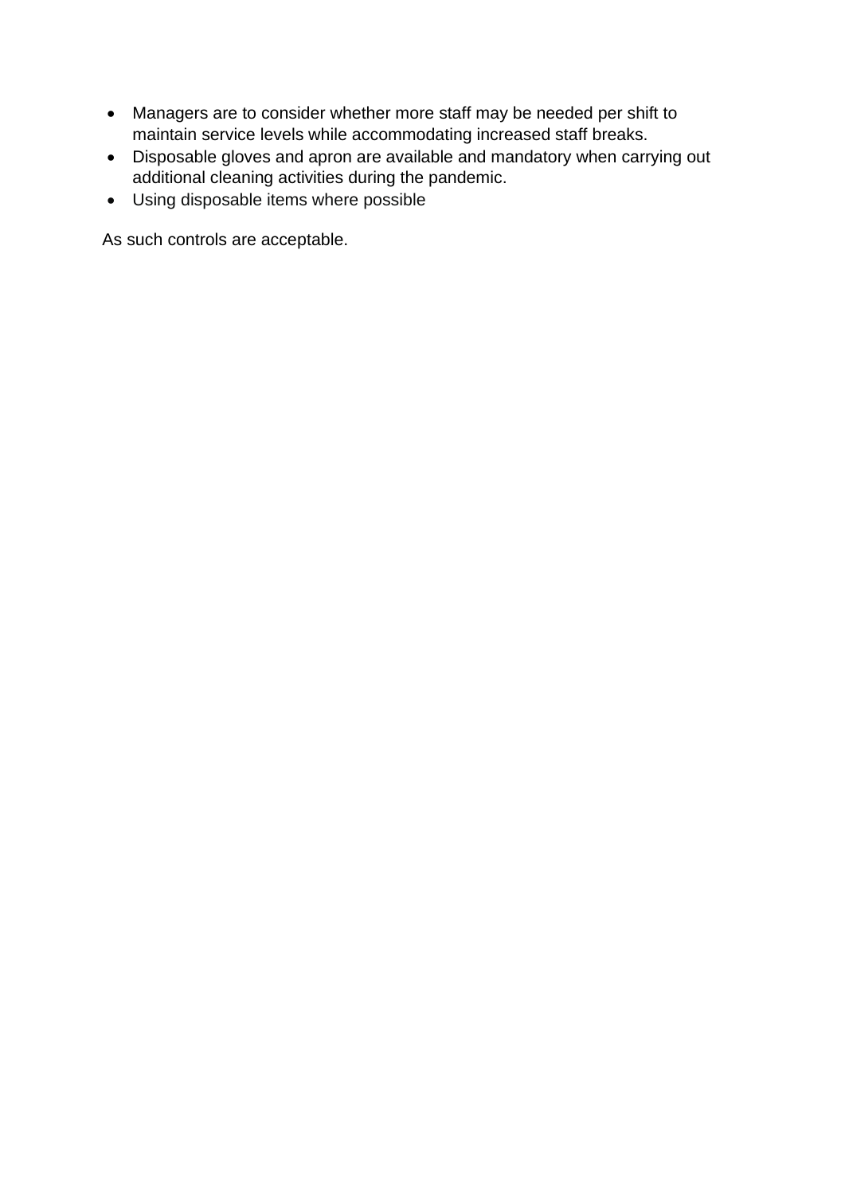- Managers are to consider whether more staff may be needed per shift to maintain service levels while accommodating increased staff breaks.
- Disposable gloves and apron are available and mandatory when carrying out additional cleaning activities during the pandemic.
- Using disposable items where possible

As such controls are acceptable.